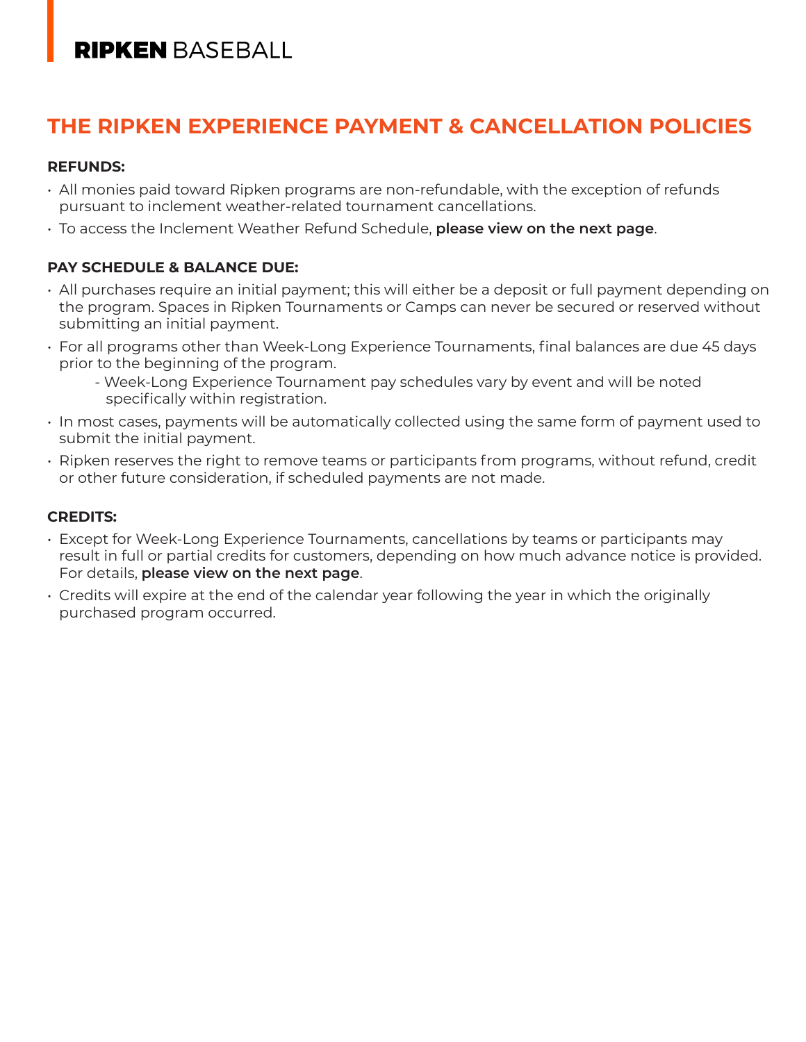**RIPKEN** BASEBALL

# THE RIPKEN EXPERIENCE PAYMENT & CANCELLATION POLICIES

**REFUNDS:**

- All monies paid toward Ripken programs are non-refundable, with the exception of refunds pursuant to inclement weather-related tournament cancellations.
- To access the Inclement Weather Refund Schedule, **please view on the next page**.

**PAY SCHEDULE & BALANCE DUE:**

- All purchases require an initial payment; this will either be a deposit or full payment depending on the program. Spaces in Ripken Tournaments or Camps can never be secured or reserved without submitting an initial payment.
- For all programs other than Week-Long Experience Tournaments, final balances are due 45 days prior to the beginning of the program.
  - Week-Long Experience Tournament pay schedules vary by event and will be noted specifically within registration.
- In most cases, payments will be automatically collected using the same form of payment used to submit the initial payment.
- Ripken reserves the right to remove teams or participants from programs, without refund, credit or other future consideration, if scheduled payments are not made.

**CREDITS:**

- Except for Week-Long Experience Tournaments, cancellations by teams or participants may result in full or partial credits for customers, depending on how much advance notice is provided. For details, **please view on the next page**.
- Credits will expire at the end of the calendar year following the year in which the originally purchased program occurred.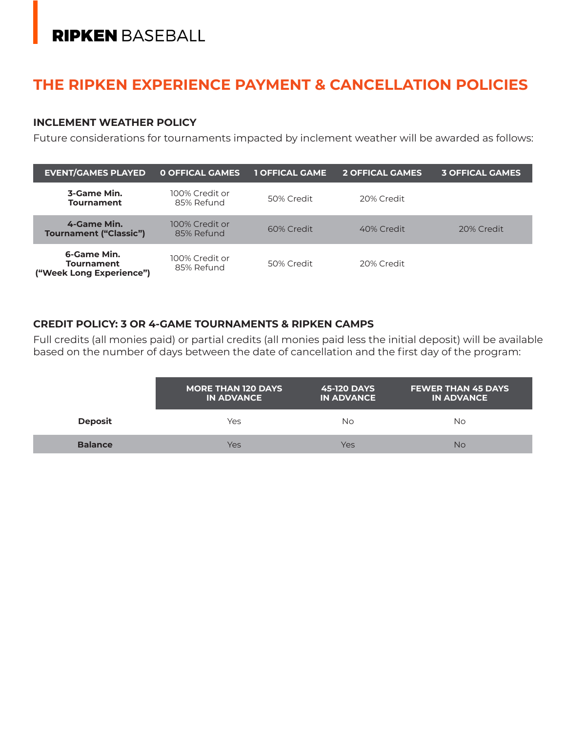**RIPKEN** BASEBALL

# THE RIPKEN EXPERIENCE PAYMENT & CANCELLATION POLICIES

### INCLEMENT WEATHER POLICY

Future considerations for tournaments impacted by inclement weather will be awarded as follows:

| EVENT/GAMES PLAYED | 0 OFFICAL GAMES | 1 OFFICAL GAME | 2 OFFICAL GAMES | 3 OFFICAL GAMES |
|---|---|---|---|---|
| **3-Game Min. Tournament** | 100% Credit or 85% Refund | 50% Credit | 20% Credit | |
| **4-Game Min. Tournament ("Classic")** | 100% Credit or 85% Refund | 60% Credit | 40% Credit | 20% Credit |
| **6-Game Min. Tournament ("Week Long Experience")** | 100% Credit or 85% Refund | 50% Credit | 20% Credit | |

### CREDIT POLICY: 3 OR 4-GAME TOURNAMENTS & RIPKEN CAMPS

Full credits (all monies paid) or partial credits (all monies paid less the initial deposit) will be available based on the number of days between the date of cancellation and the first day of the program:

| | MORE THAN 120 DAYS IN ADVANCE | 45-120 DAYS IN ADVANCE | FEWER THAN 45 DAYS IN ADVANCE |
|---|---|---|---|
| **Deposit** | Yes | No | No |
| **Balance** | Yes | Yes | No |